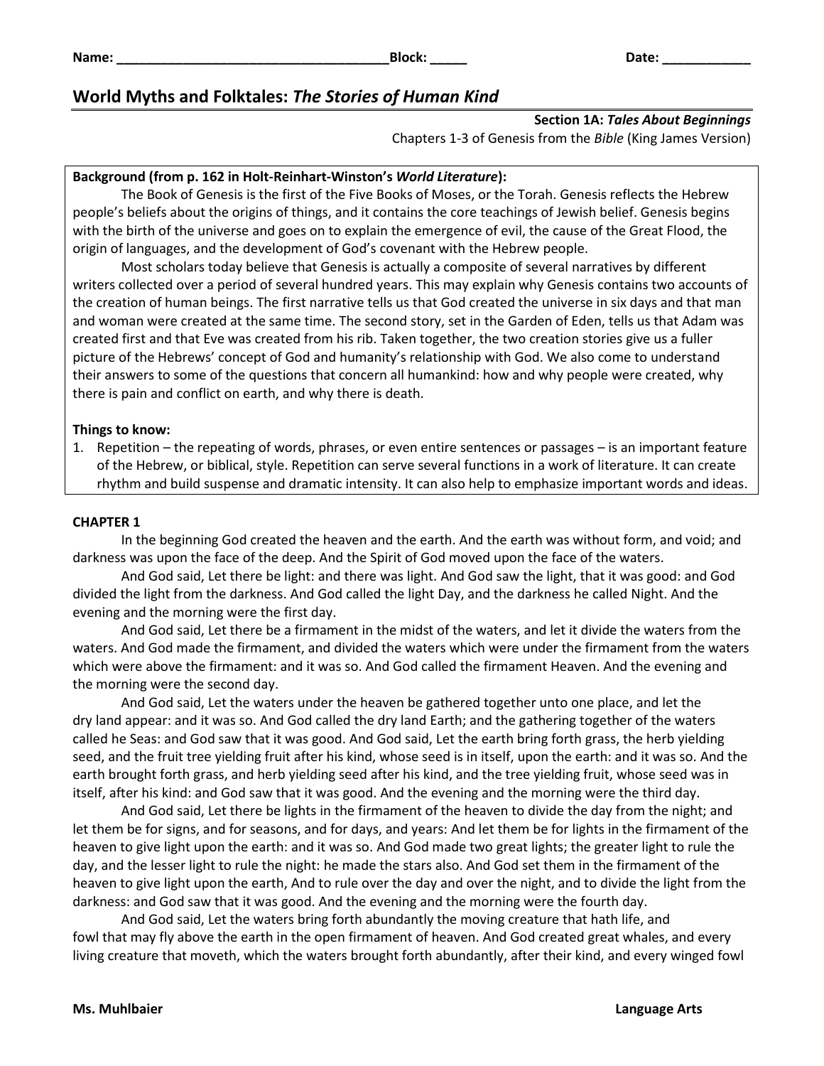**Name:** ____________________________________**Block:** _____ **Date:** ____________

# World Myths and Folktales: *The Stories of Human Kind*

**Section 1A: *Tales About Beginnings***

Chapters 1-3 of Genesis from the *Bible* (King James Version)

**Background (from p. 162 in Holt-Reinhart-Winston's *World Literature*):**

The Book of Genesis is the first of the Five Books of Moses, or the Torah. Genesis reflects the Hebrew people's beliefs about the origins of things, and it contains the core teachings of Jewish belief. Genesis begins with the birth of the universe and goes on to explain the emergence of evil, the cause of the Great Flood, the origin of languages, and the development of God's covenant with the Hebrew people.

Most scholars today believe that Genesis is actually a composite of several narratives by different writers collected over a period of several hundred years. This may explain why Genesis contains two accounts of the creation of human beings. The first narrative tells us that God created the universe in six days and that man and woman were created at the same time. The second story, set in the Garden of Eden, tells us that Adam was created first and that Eve was created from his rib. Taken together, the two creation stories give us a fuller picture of the Hebrews' concept of God and humanity's relationship with God. We also come to understand their answers to some of the questions that concern all humankind: how and why people were created, why there is pain and conflict on earth, and why there is death.

**Things to know:**

1. Repetition – the repeating of words, phrases, or even entire sentences or passages – is an important feature of the Hebrew, or biblical, style. Repetition can serve several functions in a work of literature. It can create rhythm and build suspense and dramatic intensity. It can also help to emphasize important words and ideas.

**CHAPTER 1**

In the beginning God created the heaven and the earth. And the earth was without form, and void; and darkness was upon the face of the deep. And the Spirit of God moved upon the face of the waters.

And God said, Let there be light: and there was light. And God saw the light, that it was good: and God divided the light from the darkness. And God called the light Day, and the darkness he called Night. And the evening and the morning were the first day.

And God said, Let there be a firmament in the midst of the waters, and let it divide the waters from the waters. And God made the firmament, and divided the waters which were under the firmament from the waters which were above the firmament: and it was so. And God called the firmament Heaven. And the evening and the morning were the second day.

And God said, Let the waters under the heaven be gathered together unto one place, and let the dry land appear: and it was so. And God called the dry land Earth; and the gathering together of the waters called he Seas: and God saw that it was good. And God said, Let the earth bring forth grass, the herb yielding seed, and the fruit tree yielding fruit after his kind, whose seed is in itself, upon the earth: and it was so. And the earth brought forth grass, and herb yielding seed after his kind, and the tree yielding fruit, whose seed was in itself, after his kind: and God saw that it was good. And the evening and the morning were the third day.

And God said, Let there be lights in the firmament of the heaven to divide the day from the night; and let them be for signs, and for seasons, and for days, and years: And let them be for lights in the firmament of the heaven to give light upon the earth: and it was so. And God made two great lights; the greater light to rule the day, and the lesser light to rule the night: he made the stars also. And God set them in the firmament of the heaven to give light upon the earth, And to rule over the day and over the night, and to divide the light from the darkness: and God saw that it was good. And the evening and the morning were the fourth day.

And God said, Let the waters bring forth abundantly the moving creature that hath life, and fowl that may fly above the earth in the open firmament of heaven. And God created great whales, and every living creature that moveth, which the waters brought forth abundantly, after their kind, and every winged fowl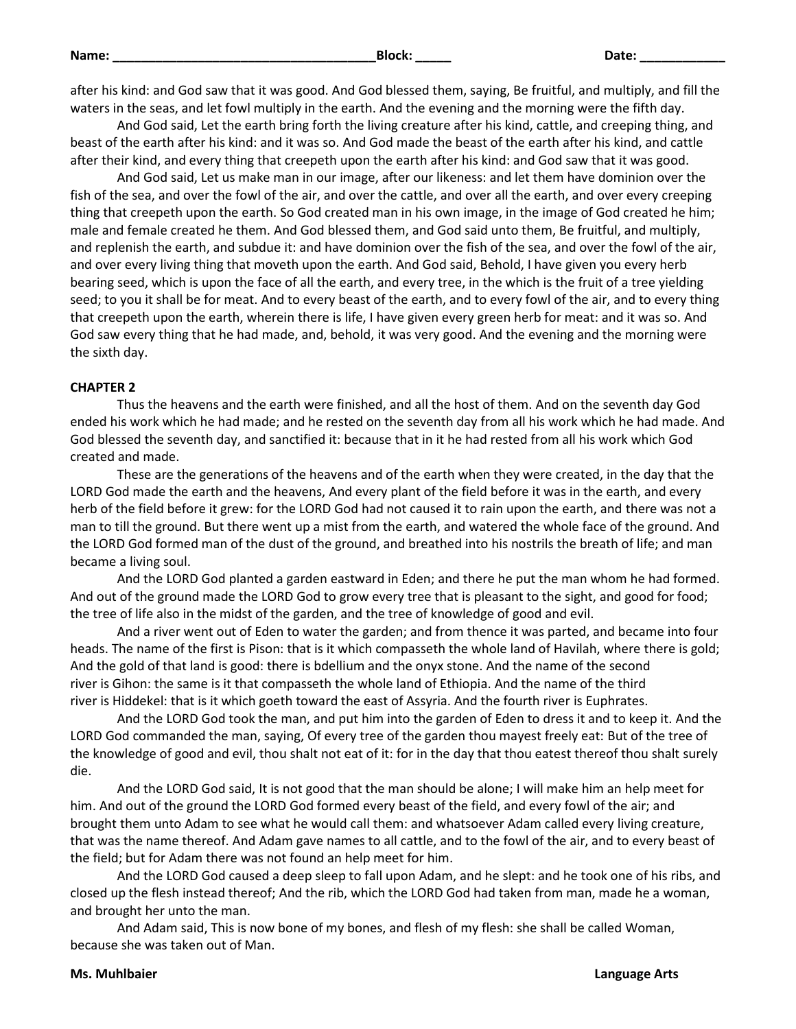after his kind: and God saw that it was good. And God blessed them, saying, Be fruitful, and multiply, and fill the waters in the seas, and let fowl multiply in the earth. And the evening and the morning were the fifth day.

And God said, Let the earth bring forth the living creature after his kind, cattle, and creeping thing, and beast of the earth after his kind: and it was so. And God made the beast of the earth after his kind, and cattle after their kind, and every thing that creepeth upon the earth after his kind: and God saw that it was good.

And God said, Let us make man in our image, after our likeness: and let them have dominion over the fish of the sea, and over the fowl of the air, and over the cattle, and over all the earth, and over every creeping thing that creepeth upon the earth. So God created man in his own image, in the image of God created he him; male and female created he them. And God blessed them, and God said unto them, Be fruitful, and multiply, and replenish the earth, and subdue it: and have dominion over the fish of the sea, and over the fowl of the air, and over every living thing that moveth upon the earth. And God said, Behold, I have given you every herb bearing seed, which is upon the face of all the earth, and every tree, in the which is the fruit of a tree yielding seed; to you it shall be for meat. And to every beast of the earth, and to every fowl of the air, and to every thing that creepeth upon the earth, wherein there is life, I have given every green herb for meat: and it was so. And God saw every thing that he had made, and, behold, it was very good. And the evening and the morning were the sixth day.

**CHAPTER 2**

Thus the heavens and the earth were finished, and all the host of them. And on the seventh day God ended his work which he had made; and he rested on the seventh day from all his work which he had made. And God blessed the seventh day, and sanctified it: because that in it he had rested from all his work which God created and made.

These are the generations of the heavens and of the earth when they were created, in the day that the LORD God made the earth and the heavens, And every plant of the field before it was in the earth, and every herb of the field before it grew: for the LORD God had not caused it to rain upon the earth, and there was not a man to till the ground. But there went up a mist from the earth, and watered the whole face of the ground. And the LORD God formed man of the dust of the ground, and breathed into his nostrils the breath of life; and man became a living soul.

And the LORD God planted a garden eastward in Eden; and there he put the man whom he had formed. And out of the ground made the LORD God to grow every tree that is pleasant to the sight, and good for food; the tree of life also in the midst of the garden, and the tree of knowledge of good and evil.

And a river went out of Eden to water the garden; and from thence it was parted, and became into four heads. The name of the first is Pison: that is it which compasseth the whole land of Havilah, where there is gold; And the gold of that land is good: there is bdellium and the onyx stone. And the name of the second river is Gihon: the same is it that compasseth the whole land of Ethiopia. And the name of the third river is Hiddekel: that is it which goeth toward the east of Assyria. And the fourth river is Euphrates.

And the LORD God took the man, and put him into the garden of Eden to dress it and to keep it. And the LORD God commanded the man, saying, Of every tree of the garden thou mayest freely eat: But of the tree of the knowledge of good and evil, thou shalt not eat of it: for in the day that thou eatest thereof thou shalt surely die.

And the LORD God said, It is not good that the man should be alone; I will make him an help meet for him. And out of the ground the LORD God formed every beast of the field, and every fowl of the air; and brought them unto Adam to see what he would call them: and whatsoever Adam called every living creature, that was the name thereof. And Adam gave names to all cattle, and to the fowl of the air, and to every beast of the field; but for Adam there was not found an help meet for him.

And the LORD God caused a deep sleep to fall upon Adam, and he slept: and he took one of his ribs, and closed up the flesh instead thereof; And the rib, which the LORD God had taken from man, made he a woman, and brought her unto the man.

And Adam said, This is now bone of my bones, and flesh of my flesh: she shall be called Woman, because she was taken out of Man.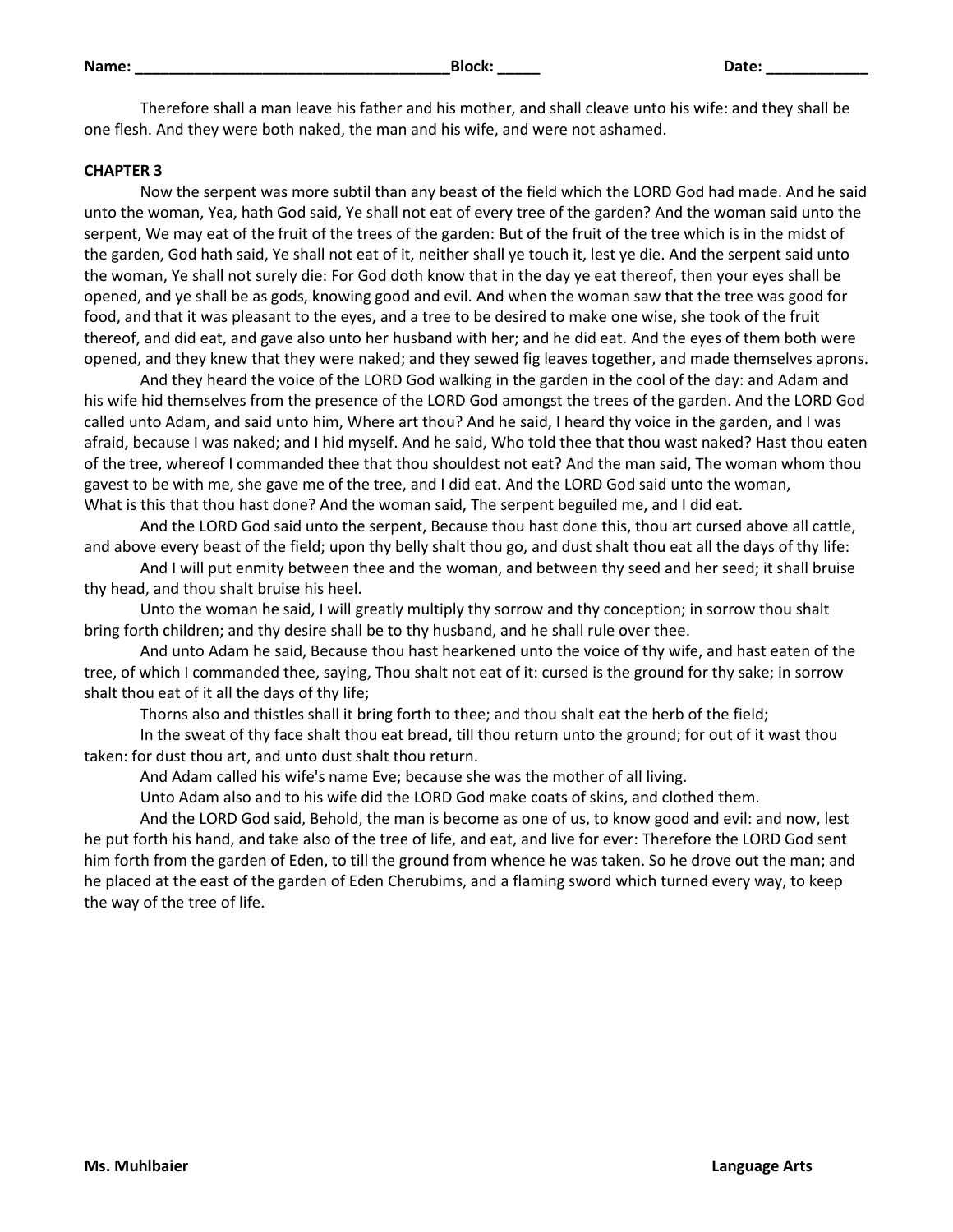Therefore shall a man leave his father and his mother, and shall cleave unto his wife: and they shall be one flesh. And they were both naked, the man and his wife, and were not ashamed.

**CHAPTER 3**

Now the serpent was more subtil than any beast of the field which the LORD God had made. And he said unto the woman, Yea, hath God said, Ye shall not eat of every tree of the garden? And the woman said unto the serpent, We may eat of the fruit of the trees of the garden: But of the fruit of the tree which is in the midst of the garden, God hath said, Ye shall not eat of it, neither shall ye touch it, lest ye die. And the serpent said unto the woman, Ye shall not surely die: For God doth know that in the day ye eat thereof, then your eyes shall be opened, and ye shall be as gods, knowing good and evil. And when the woman saw that the tree was good for food, and that it was pleasant to the eyes, and a tree to be desired to make one wise, she took of the fruit thereof, and did eat, and gave also unto her husband with her; and he did eat. And the eyes of them both were opened, and they knew that they were naked; and they sewed fig leaves together, and made themselves aprons.

And they heard the voice of the LORD God walking in the garden in the cool of the day: and Adam and his wife hid themselves from the presence of the LORD God amongst the trees of the garden. And the LORD God called unto Adam, and said unto him, Where art thou? And he said, I heard thy voice in the garden, and I was afraid, because I was naked; and I hid myself. And he said, Who told thee that thou wast naked? Hast thou eaten of the tree, whereof I commanded thee that thou shouldest not eat? And the man said, The woman whom thou gavest to be with me, she gave me of the tree, and I did eat. And the LORD God said unto the woman, What is this that thou hast done? And the woman said, The serpent beguiled me, and I did eat.

And the LORD God said unto the serpent, Because thou hast done this, thou art cursed above all cattle, and above every beast of the field; upon thy belly shalt thou go, and dust shalt thou eat all the days of thy life:

And I will put enmity between thee and the woman, and between thy seed and her seed; it shall bruise thy head, and thou shalt bruise his heel.

Unto the woman he said, I will greatly multiply thy sorrow and thy conception; in sorrow thou shalt bring forth children; and thy desire shall be to thy husband, and he shall rule over thee.

And unto Adam he said, Because thou hast hearkened unto the voice of thy wife, and hast eaten of the tree, of which I commanded thee, saying, Thou shalt not eat of it: cursed is the ground for thy sake; in sorrow shalt thou eat of it all the days of thy life;

Thorns also and thistles shall it bring forth to thee; and thou shalt eat the herb of the field;

In the sweat of thy face shalt thou eat bread, till thou return unto the ground; for out of it wast thou taken: for dust thou art, and unto dust shalt thou return.

And Adam called his wife's name Eve; because she was the mother of all living.

Unto Adam also and to his wife did the LORD God make coats of skins, and clothed them.

And the LORD God said, Behold, the man is become as one of us, to know good and evil: and now, lest he put forth his hand, and take also of the tree of life, and eat, and live for ever: Therefore the LORD God sent him forth from the garden of Eden, to till the ground from whence he was taken. So he drove out the man; and he placed at the east of the garden of Eden Cherubims, and a flaming sword which turned every way, to keep the way of the tree of life.